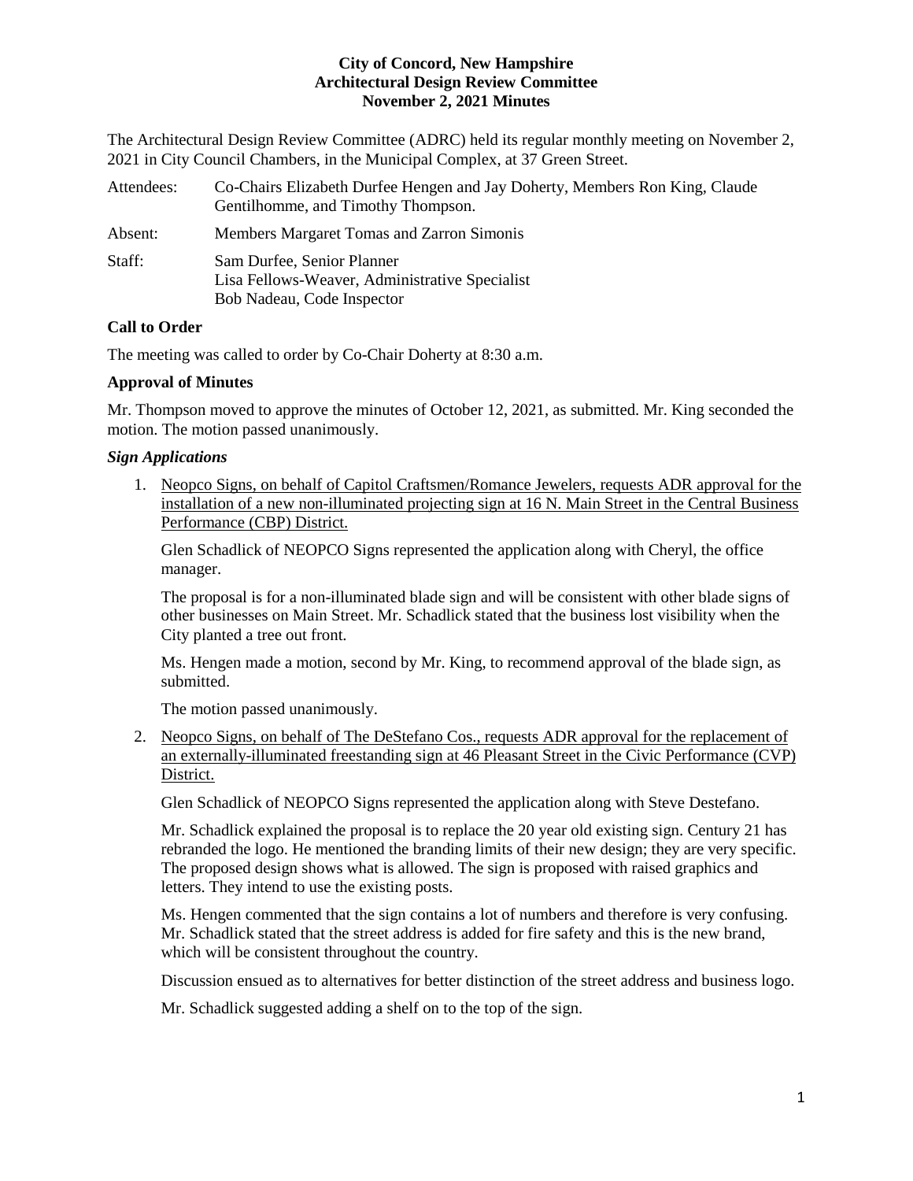**City of Concord, New Hampshire**
**Architectural Design Review Committee**
**November 2, 2021 Minutes**

The Architectural Design Review Committee (ADRC) held its regular monthly meeting on November 2, 2021 in City Council Chambers, in the Municipal Complex, at 37 Green Street.

Attendees: Co-Chairs Elizabeth Durfee Hengen and Jay Doherty, Members Ron King, Claude Gentilhomme, and Timothy Thompson.

Absent: Members Margaret Tomas and Zarron Simonis

Staff: Sam Durfee, Senior Planner
Lisa Fellows-Weaver, Administrative Specialist
Bob Nadeau, Code Inspector

**Call to Order**

The meeting was called to order by Co-Chair Doherty at 8:30 a.m.

**Approval of Minutes**

Mr. Thompson moved to approve the minutes of October 12, 2021, as submitted. Mr. King seconded the motion. The motion passed unanimously.

***Sign Applications***

1. Neopco Signs, on behalf of Capitol Craftsmen/Romance Jewelers, requests ADR approval for the installation of a new non-illuminated projecting sign at 16 N. Main Street in the Central Business Performance (CBP) District.

   Glen Schadlick of NEOPCO Signs represented the application along with Cheryl, the office manager.

   The proposal is for a non-illuminated blade sign and will be consistent with other blade signs of other businesses on Main Street. Mr. Schadlick stated that the business lost visibility when the City planted a tree out front.

   Ms. Hengen made a motion, second by Mr. King, to recommend approval of the blade sign, as submitted.

   The motion passed unanimously.

2. Neopco Signs, on behalf of The DeStefano Cos., requests ADR approval for the replacement of an externally-illuminated freestanding sign at 46 Pleasant Street in the Civic Performance (CVP) District.

   Glen Schadlick of NEOPCO Signs represented the application along with Steve Destefano.

   Mr. Schadlick explained the proposal is to replace the 20 year old existing sign. Century 21 has rebranded the logo. He mentioned the branding limits of their new design; they are very specific. The proposed design shows what is allowed. The sign is proposed with raised graphics and letters. They intend to use the existing posts.

   Ms. Hengen commented that the sign contains a lot of numbers and therefore is very confusing. Mr. Schadlick stated that the street address is added for fire safety and this is the new brand, which will be consistent throughout the country.

   Discussion ensued as to alternatives for better distinction of the street address and business logo.

   Mr. Schadlick suggested adding a shelf on to the top of the sign.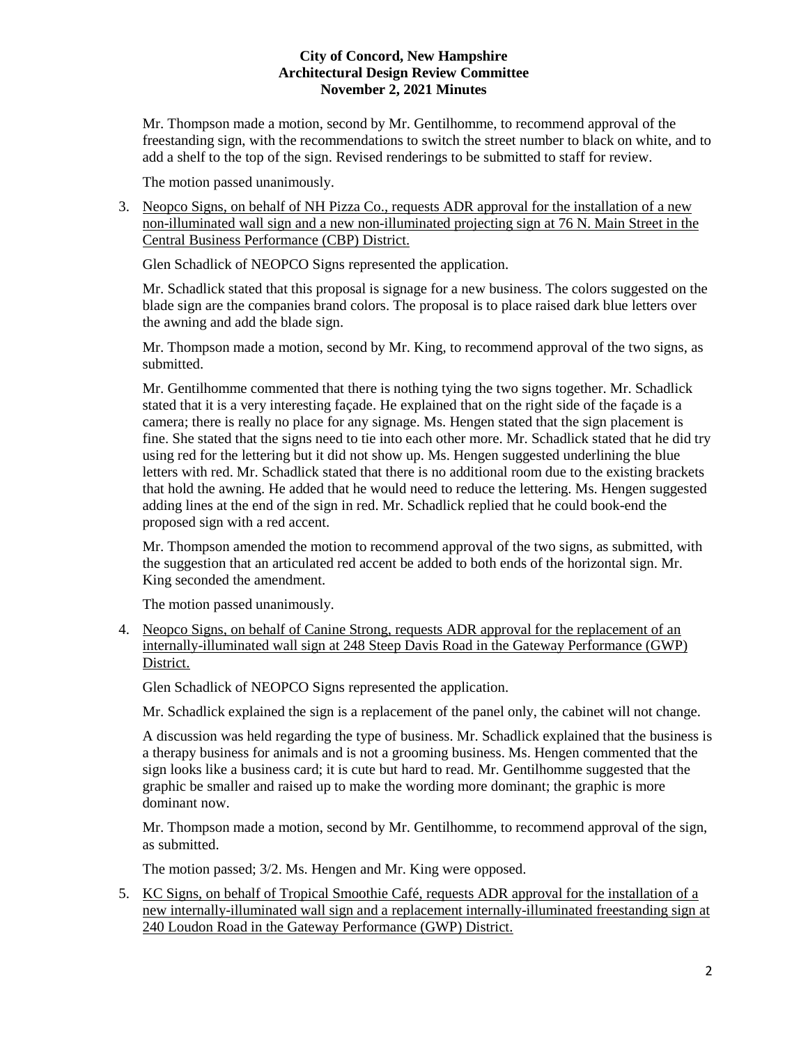Mr. Thompson made a motion, second by Mr. Gentilhomme, to recommend approval of the freestanding sign, with the recommendations to switch the street number to black on white, and to add a shelf to the top of the sign. Revised renderings to be submitted to staff for review.

The motion passed unanimously.

3. Neopco Signs, on behalf of NH Pizza Co., requests ADR approval for the installation of a new non-illuminated wall sign and a new non-illuminated projecting sign at 76 N. Main Street in the Central Business Performance (CBP) District.

   Glen Schadlick of NEOPCO Signs represented the application.

   Mr. Schadlick stated that this proposal is signage for a new business. The colors suggested on the blade sign are the companies brand colors. The proposal is to place raised dark blue letters over the awning and add the blade sign.

   Mr. Thompson made a motion, second by Mr. King, to recommend approval of the two signs, as submitted.

   Mr. Gentilhomme commented that there is nothing tying the two signs together. Mr. Schadlick stated that it is a very interesting façade. He explained that on the right side of the façade is a camera; there is really no place for any signage. Ms. Hengen stated that the sign placement is fine. She stated that the signs need to tie into each other more. Mr. Schadlick stated that he did try using red for the lettering but it did not show up. Ms. Hengen suggested underlining the blue letters with red. Mr. Schadlick stated that there is no additional room due to the existing brackets that hold the awning. He added that he would need to reduce the lettering. Ms. Hengen suggested adding lines at the end of the sign in red. Mr. Schadlick replied that he could book-end the proposed sign with a red accent.

   Mr. Thompson amended the motion to recommend approval of the two signs, as submitted, with the suggestion that an articulated red accent be added to both ends of the horizontal sign. Mr. King seconded the amendment.

   The motion passed unanimously.

4. Neopco Signs, on behalf of Canine Strong, requests ADR approval for the replacement of an internally-illuminated wall sign at 248 Steep Davis Road in the Gateway Performance (GWP) District.

   Glen Schadlick of NEOPCO Signs represented the application.

   Mr. Schadlick explained the sign is a replacement of the panel only, the cabinet will not change.

   A discussion was held regarding the type of business. Mr. Schadlick explained that the business is a therapy business for animals and is not a grooming business. Ms. Hengen commented that the sign looks like a business card; it is cute but hard to read. Mr. Gentilhomme suggested that the graphic be smaller and raised up to make the wording more dominant; the graphic is more dominant now.

   Mr. Thompson made a motion, second by Mr. Gentilhomme, to recommend approval of the sign, as submitted.

   The motion passed; 3/2. Ms. Hengen and Mr. King were opposed.

5. KC Signs, on behalf of Tropical Smoothie Café, requests ADR approval for the installation of a new internally-illuminated wall sign and a replacement internally-illuminated freestanding sign at 240 Loudon Road in the Gateway Performance (GWP) District.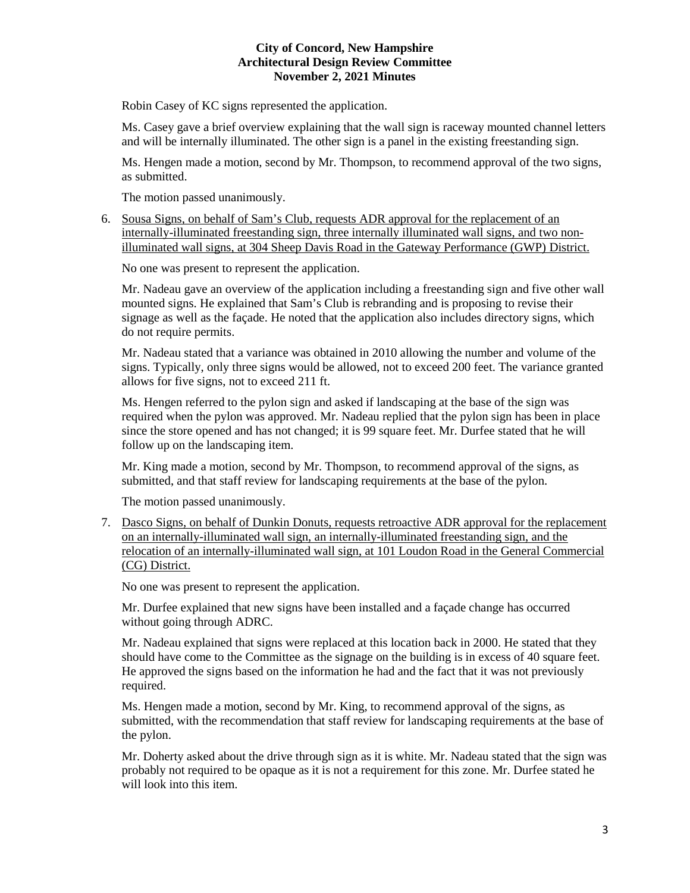Robin Casey of KC signs represented the application.

Ms. Casey gave a brief overview explaining that the wall sign is raceway mounted channel letters and will be internally illuminated. The other sign is a panel in the existing freestanding sign.

Ms. Hengen made a motion, second by Mr. Thompson, to recommend approval of the two signs, as submitted.

The motion passed unanimously.

6. Sousa Signs, on behalf of Sam's Club, requests ADR approval for the replacement of an internally-illuminated freestanding sign, three internally illuminated wall signs, and two non-illuminated wall signs, at 304 Sheep Davis Road in the Gateway Performance (GWP) District.

   No one was present to represent the application.

   Mr. Nadeau gave an overview of the application including a freestanding sign and five other wall mounted signs. He explained that Sam's Club is rebranding and is proposing to revise their signage as well as the façade. He noted that the application also includes directory signs, which do not require permits.

   Mr. Nadeau stated that a variance was obtained in 2010 allowing the number and volume of the signs. Typically, only three signs would be allowed, not to exceed 200 feet. The variance granted allows for five signs, not to exceed 211 ft.

   Ms. Hengen referred to the pylon sign and asked if landscaping at the base of the sign was required when the pylon was approved. Mr. Nadeau replied that the pylon sign has been in place since the store opened and has not changed; it is 99 square feet. Mr. Durfee stated that he will follow up on the landscaping item.

   Mr. King made a motion, second by Mr. Thompson, to recommend approval of the signs, as submitted, and that staff review for landscaping requirements at the base of the pylon.

   The motion passed unanimously.

7. Dasco Signs, on behalf of Dunkin Donuts, requests retroactive ADR approval for the replacement on an internally-illuminated wall sign, an internally-illuminated freestanding sign, and the relocation of an internally-illuminated wall sign, at 101 Loudon Road in the General Commercial (CG) District.

   No one was present to represent the application.

   Mr. Durfee explained that new signs have been installed and a façade change has occurred without going through ADRC.

   Mr. Nadeau explained that signs were replaced at this location back in 2000. He stated that they should have come to the Committee as the signage on the building is in excess of 40 square feet. He approved the signs based on the information he had and the fact that it was not previously required.

   Ms. Hengen made a motion, second by Mr. King, to recommend approval of the signs, as submitted, with the recommendation that staff review for landscaping requirements at the base of the pylon.

   Mr. Doherty asked about the drive through sign as it is white. Mr. Nadeau stated that the sign was probably not required to be opaque as it is not a requirement for this zone. Mr. Durfee stated he will look into this item.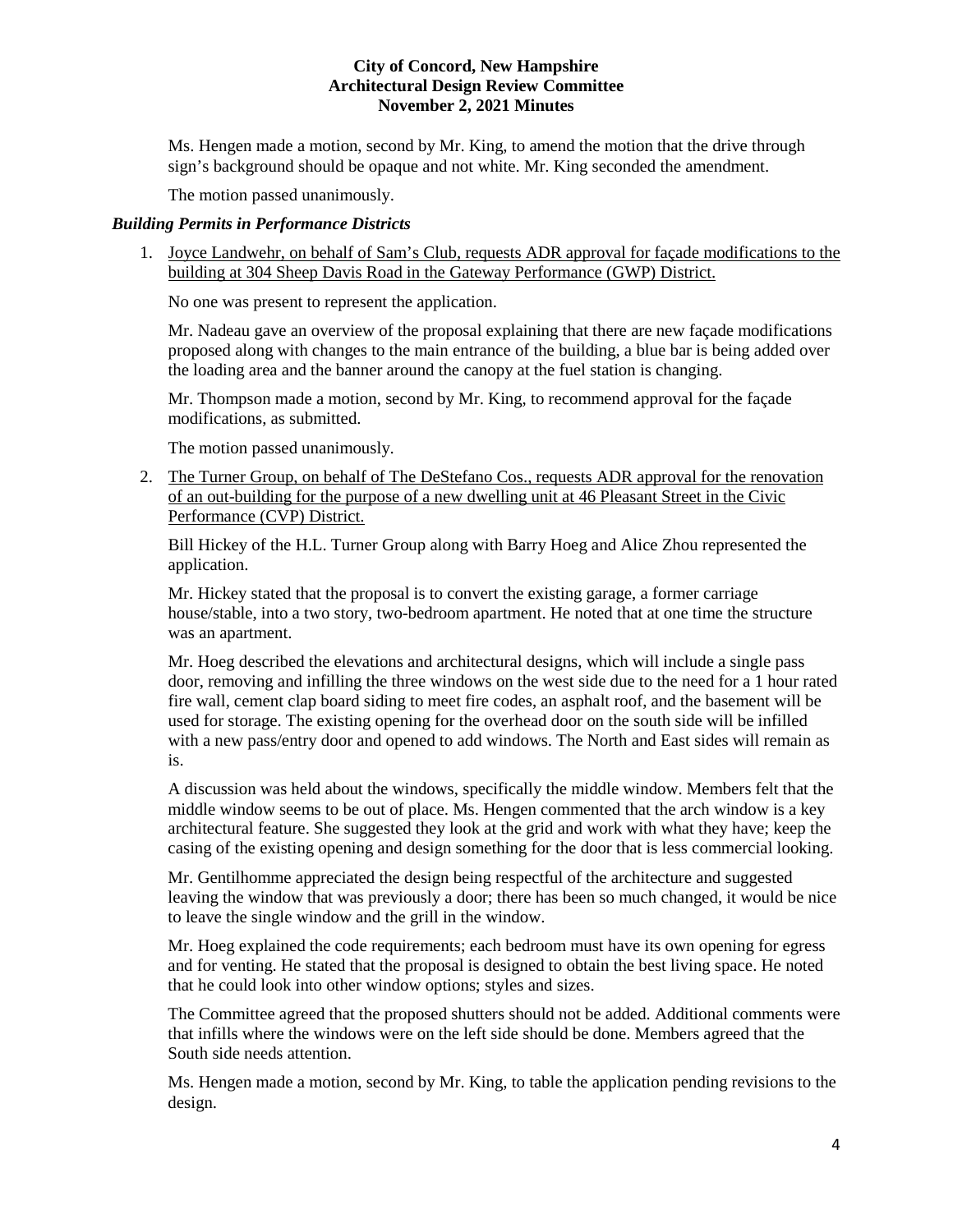Ms. Hengen made a motion, second by Mr. King, to amend the motion that the drive through sign's background should be opaque and not white. Mr. King seconded the amendment.

The motion passed unanimously.

### *Building Permits in Performance Districts*

1. Joyce Landwehr, on behalf of Sam's Club, requests ADR approval for façade modifications to the building at 304 Sheep Davis Road in the Gateway Performance (GWP) District.

   No one was present to represent the application.

   Mr. Nadeau gave an overview of the proposal explaining that there are new façade modifications proposed along with changes to the main entrance of the building, a blue bar is being added over the loading area and the banner around the canopy at the fuel station is changing.

   Mr. Thompson made a motion, second by Mr. King, to recommend approval for the façade modifications, as submitted.

   The motion passed unanimously.

2. The Turner Group, on behalf of The DeStefano Cos., requests ADR approval for the renovation of an out-building for the purpose of a new dwelling unit at 46 Pleasant Street in the Civic Performance (CVP) District.

   Bill Hickey of the H.L. Turner Group along with Barry Hoeg and Alice Zhou represented the application.

   Mr. Hickey stated that the proposal is to convert the existing garage, a former carriage house/stable, into a two story, two-bedroom apartment. He noted that at one time the structure was an apartment.

   Mr. Hoeg described the elevations and architectural designs, which will include a single pass door, removing and infilling the three windows on the west side due to the need for a 1 hour rated fire wall, cement clap board siding to meet fire codes, an asphalt roof, and the basement will be used for storage. The existing opening for the overhead door on the south side will be infilled with a new pass/entry door and opened to add windows. The North and East sides will remain as is.

   A discussion was held about the windows, specifically the middle window. Members felt that the middle window seems to be out of place. Ms. Hengen commented that the arch window is a key architectural feature. She suggested they look at the grid and work with what they have; keep the casing of the existing opening and design something for the door that is less commercial looking.

   Mr. Gentilhomme appreciated the design being respectful of the architecture and suggested leaving the window that was previously a door; there has been so much changed, it would be nice to leave the single window and the grill in the window.

   Mr. Hoeg explained the code requirements; each bedroom must have its own opening for egress and for venting. He stated that the proposal is designed to obtain the best living space. He noted that he could look into other window options; styles and sizes.

   The Committee agreed that the proposed shutters should not be added. Additional comments were that infills where the windows were on the left side should be done. Members agreed that the South side needs attention.

   Ms. Hengen made a motion, second by Mr. King, to table the application pending revisions to the design.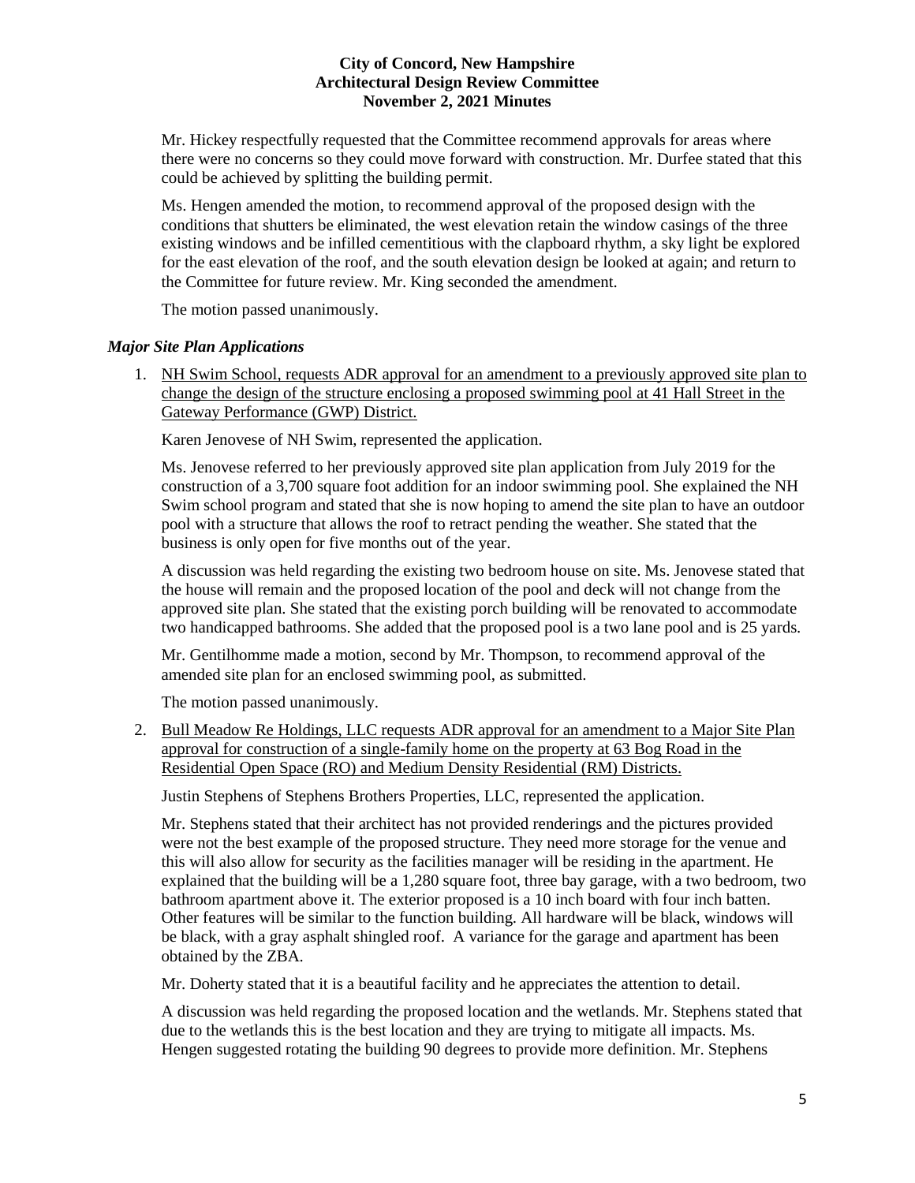Mr. Hickey respectfully requested that the Committee recommend approvals for areas where there were no concerns so they could move forward with construction. Mr. Durfee stated that this could be achieved by splitting the building permit.

Ms. Hengen amended the motion, to recommend approval of the proposed design with the conditions that shutters be eliminated, the west elevation retain the window casings of the three existing windows and be infilled cementitious with the clapboard rhythm, a sky light be explored for the east elevation of the roof, and the south elevation design be looked at again; and return to the Committee for future review. Mr. King seconded the amendment.

The motion passed unanimously.

### *Major Site Plan Applications*

1. NH Swim School, requests ADR approval for an amendment to a previously approved site plan to change the design of the structure enclosing a proposed swimming pool at 41 Hall Street in the Gateway Performance (GWP) District.

   Karen Jenovese of NH Swim, represented the application.

   Ms. Jenovese referred to her previously approved site plan application from July 2019 for the construction of a 3,700 square foot addition for an indoor swimming pool. She explained the NH Swim school program and stated that she is now hoping to amend the site plan to have an outdoor pool with a structure that allows the roof to retract pending the weather. She stated that the business is only open for five months out of the year.

   A discussion was held regarding the existing two bedroom house on site. Ms. Jenovese stated that the house will remain and the proposed location of the pool and deck will not change from the approved site plan. She stated that the existing porch building will be renovated to accommodate two handicapped bathrooms. She added that the proposed pool is a two lane pool and is 25 yards.

   Mr. Gentilhomme made a motion, second by Mr. Thompson, to recommend approval of the amended site plan for an enclosed swimming pool, as submitted.

   The motion passed unanimously.

2. Bull Meadow Re Holdings, LLC requests ADR approval for an amendment to a Major Site Plan approval for construction of a single-family home on the property at 63 Bog Road in the Residential Open Space (RO) and Medium Density Residential (RM) Districts.

   Justin Stephens of Stephens Brothers Properties, LLC, represented the application.

   Mr. Stephens stated that their architect has not provided renderings and the pictures provided were not the best example of the proposed structure. They need more storage for the venue and this will also allow for security as the facilities manager will be residing in the apartment. He explained that the building will be a 1,280 square foot, three bay garage, with a two bedroom, two bathroom apartment above it. The exterior proposed is a 10 inch board with four inch batten. Other features will be similar to the function building. All hardware will be black, windows will be black, with a gray asphalt shingled roof. A variance for the garage and apartment has been obtained by the ZBA.

   Mr. Doherty stated that it is a beautiful facility and he appreciates the attention to detail.

   A discussion was held regarding the proposed location and the wetlands. Mr. Stephens stated that due to the wetlands this is the best location and they are trying to mitigate all impacts. Ms. Hengen suggested rotating the building 90 degrees to provide more definition. Mr. Stephens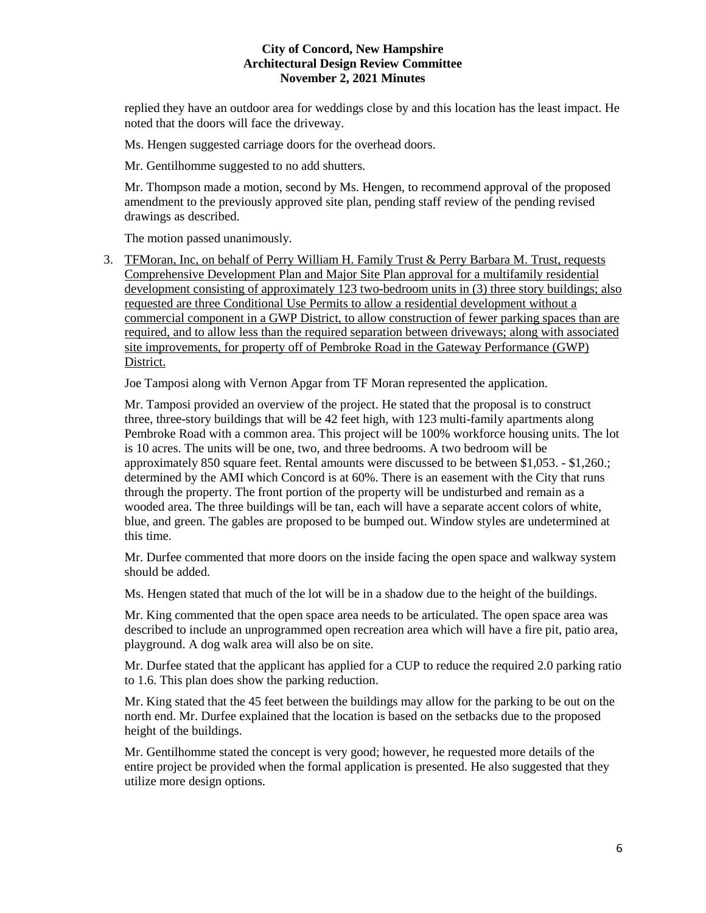replied they have an outdoor area for weddings close by and this location has the least impact. He noted that the doors will face the driveway.

Ms. Hengen suggested carriage doors for the overhead doors.

Mr. Gentilhomme suggested to no add shutters.

Mr. Thompson made a motion, second by Ms. Hengen, to recommend approval of the proposed amendment to the previously approved site plan, pending staff review of the pending revised drawings as described.

The motion passed unanimously.

3. TFMoran, Inc, on behalf of Perry William H. Family Trust & Perry Barbara M. Trust, requests Comprehensive Development Plan and Major Site Plan approval for a multifamily residential development consisting of approximately 123 two-bedroom units in (3) three story buildings; also requested are three Conditional Use Permits to allow a residential development without a commercial component in a GWP District, to allow construction of fewer parking spaces than are required, and to allow less than the required separation between driveways; along with associated site improvements, for property off of Pembroke Road in the Gateway Performance (GWP) District.

   Joe Tamposi along with Vernon Apgar from TF Moran represented the application.

   Mr. Tamposi provided an overview of the project. He stated that the proposal is to construct three, three-story buildings that will be 42 feet high, with 123 multi-family apartments along Pembroke Road with a common area. This project will be 100% workforce housing units. The lot is 10 acres. The units will be one, two, and three bedrooms. A two bedroom will be approximately 850 square feet. Rental amounts were discussed to be between $1,053. - $1,260.; determined by the AMI which Concord is at 60%. There is an easement with the City that runs through the property. The front portion of the property will be undisturbed and remain as a wooded area. The three buildings will be tan, each will have a separate accent colors of white, blue, and green. The gables are proposed to be bumped out. Window styles are undetermined at this time.

   Mr. Durfee commented that more doors on the inside facing the open space and walkway system should be added.

   Ms. Hengen stated that much of the lot will be in a shadow due to the height of the buildings.

   Mr. King commented that the open space area needs to be articulated. The open space area was described to include an unprogrammed open recreation area which will have a fire pit, patio area, playground. A dog walk area will also be on site.

   Mr. Durfee stated that the applicant has applied for a CUP to reduce the required 2.0 parking ratio to 1.6. This plan does show the parking reduction.

   Mr. King stated that the 45 feet between the buildings may allow for the parking to be out on the north end. Mr. Durfee explained that the location is based on the setbacks due to the proposed height of the buildings.

   Mr. Gentilhomme stated the concept is very good; however, he requested more details of the entire project be provided when the formal application is presented. He also suggested that they utilize more design options.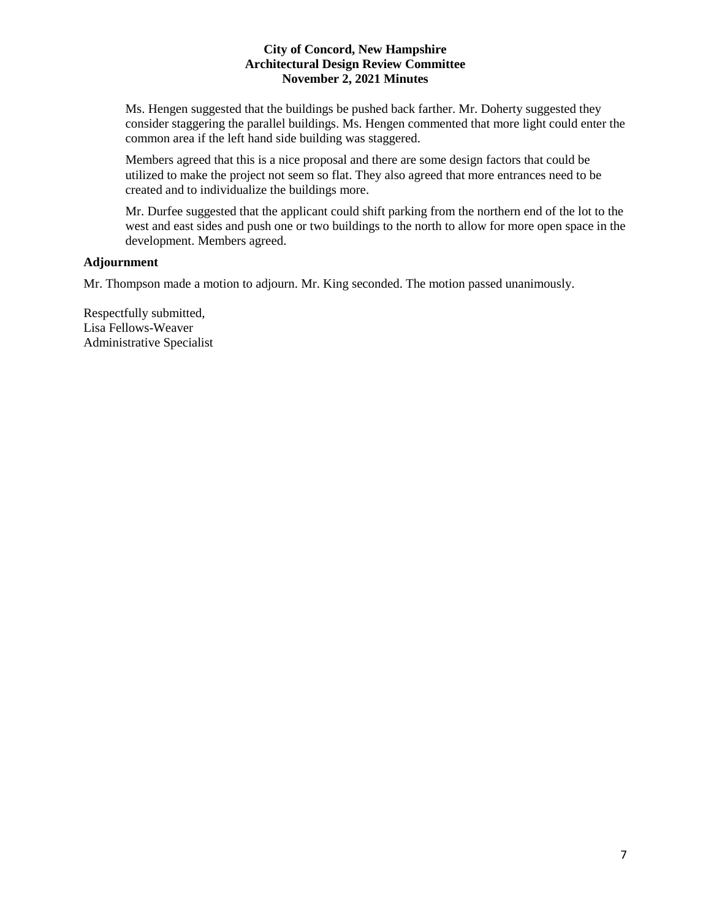Ms. Hengen suggested that the buildings be pushed back farther. Mr. Doherty suggested they consider staggering the parallel buildings. Ms. Hengen commented that more light could enter the common area if the left hand side building was staggered.

Members agreed that this is a nice proposal and there are some design factors that could be utilized to make the project not seem so flat. They also agreed that more entrances need to be created and to individualize the buildings more.

Mr. Durfee suggested that the applicant could shift parking from the northern end of the lot to the west and east sides and push one or two buildings to the north to allow for more open space in the development. Members agreed.

## Adjournment

Mr. Thompson made a motion to adjourn. Mr. King seconded. The motion passed unanimously.

Respectfully submitted,
Lisa Fellows-Weaver
Administrative Specialist